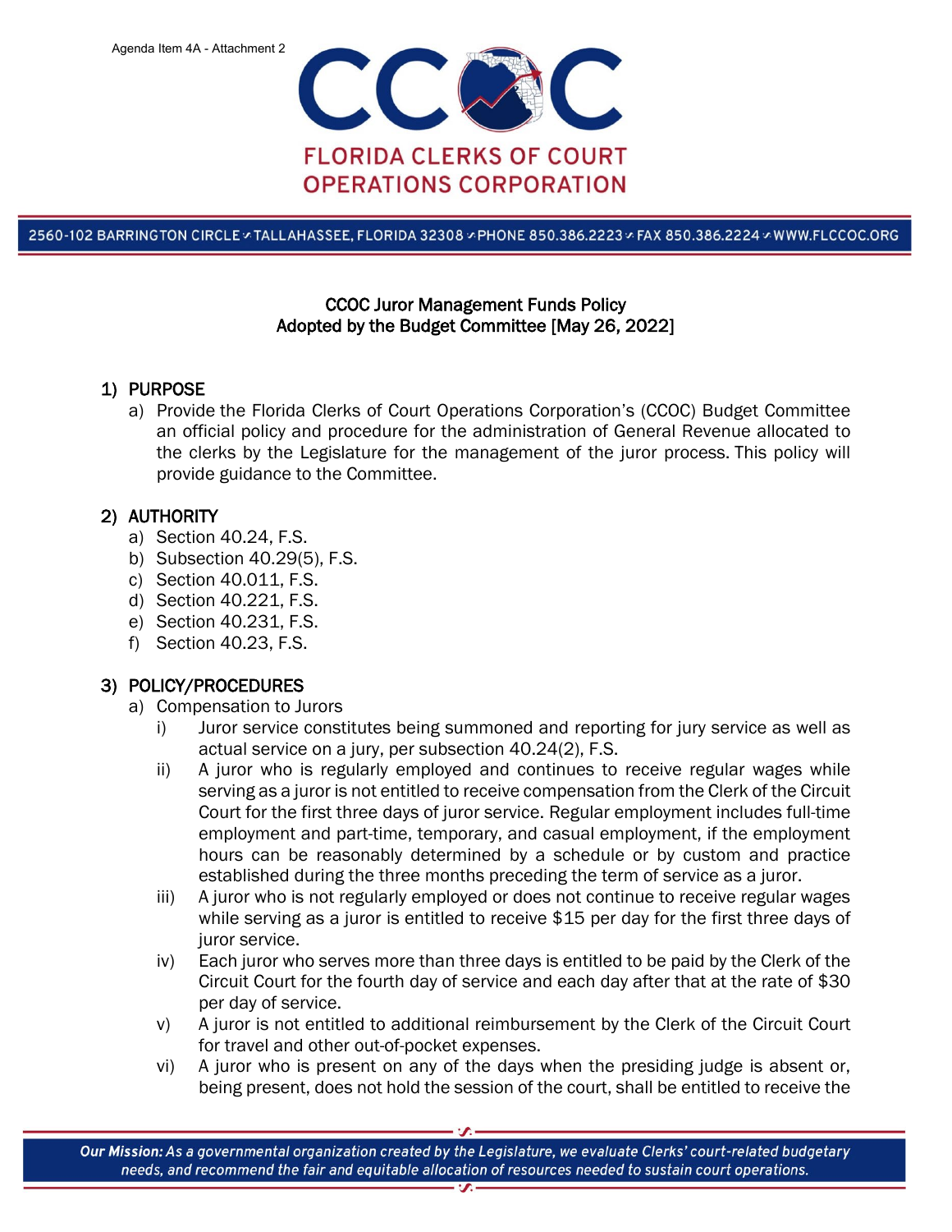Agenda Item 4A - Attachment 2

FLORIDA CLERKS OF COURT OPERATIONS CORPORATION

2560-102 BARRINGTON CIRCLE • TALLAHASSEE, FLORIDA 32308 • PHONE 850.386.2223 • FAX 850.386.2224 • WWW.FLCCOC.ORG

# CCOC Juror Management Funds Policy
## Adopted by the Budget Committee [May 26, 2022]

1) PURPOSE
   a) Provide the Florida Clerks of Court Operations Corporation's (CCOC) Budget Committee an official policy and procedure for the administration of General Revenue allocated to the clerks by the Legislature for the management of the juror process. This policy will provide guidance to the Committee.

2) AUTHORITY
   a) Section 40.24, F.S.
   b) Subsection 40.29(5), F.S.
   c) Section 40.011, F.S.
   d) Section 40.221, F.S.
   e) Section 40.231, F.S.
   f) Section 40.23, F.S.

3) POLICY/PROCEDURES
   a) Compensation to Jurors
      i) Juror service constitutes being summoned and reporting for jury service as well as actual service on a jury, per subsection 40.24(2), F.S.
      ii) A juror who is regularly employed and continues to receive regular wages while serving as a juror is not entitled to receive compensation from the Clerk of the Circuit Court for the first three days of juror service. Regular employment includes full-time employment and part-time, temporary, and casual employment, if the employment hours can be reasonably determined by a schedule or by custom and practice established during the three months preceding the term of service as a juror.
      iii) A juror who is not regularly employed or does not continue to receive regular wages while serving as a juror is entitled to receive $15 per day for the first three days of juror service.
      iv) Each juror who serves more than three days is entitled to be paid by the Clerk of the Circuit Court for the fourth day of service and each day after that at the rate of $30 per day of service.
      v) A juror is not entitled to additional reimbursement by the Clerk of the Circuit Court for travel and other out-of-pocket expenses.
      vi) A juror who is present on any of the days when the presiding judge is absent or, being present, does not hold the session of the court, shall be entitled to receive the

*Our Mission:* *As a governmental organization created by the Legislature, we evaluate Clerks' court-related budgetary needs, and recommend the fair and equitable allocation of resources needed to sustain court operations.*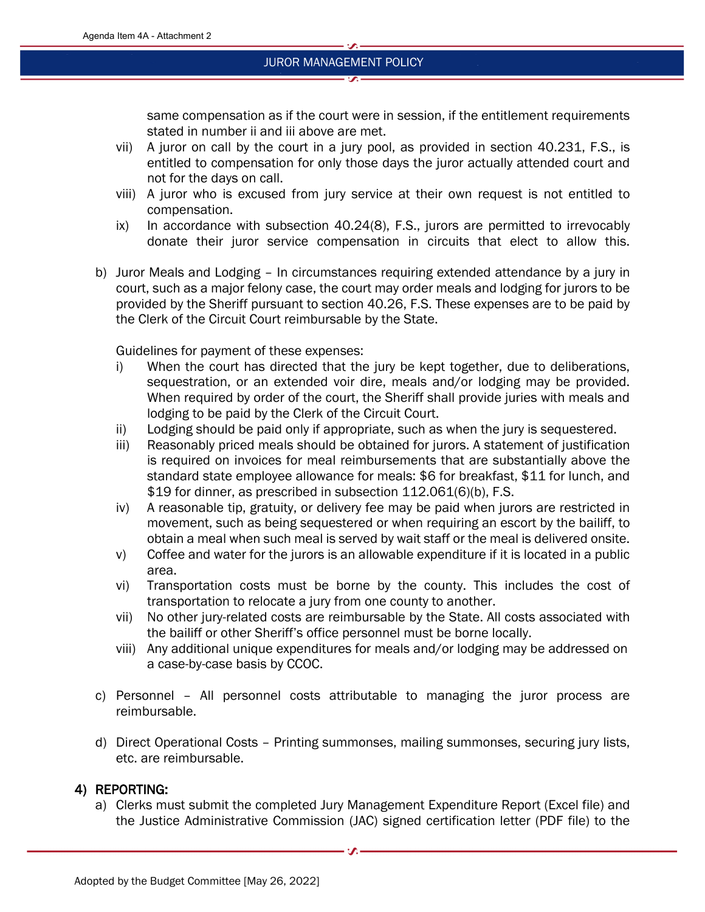same compensation as if the court were in session, if the entitlement requirements stated in number ii and iii above are met.

vii) A juror on call by the court in a jury pool, as provided in section 40.231, F.S., is entitled to compensation for only those days the juror actually attended court and not for the days on call.

viii) A juror who is excused from jury service at their own request is not entitled to compensation.

ix) In accordance with subsection 40.24(8), F.S., jurors are permitted to irrevocably donate their juror service compensation in circuits that elect to allow this.

b) Juror Meals and Lodging – In circumstances requiring extended attendance by a jury in court, such as a major felony case, the court may order meals and lodging for jurors to be provided by the Sheriff pursuant to section 40.26, F.S. These expenses are to be paid by the Clerk of the Circuit Court reimbursable by the State.

Guidelines for payment of these expenses:

i) When the court has directed that the jury be kept together, due to deliberations, sequestration, or an extended voir dire, meals and/or lodging may be provided. When required by order of the court, the Sheriff shall provide juries with meals and lodging to be paid by the Clerk of the Circuit Court.

ii) Lodging should be paid only if appropriate, such as when the jury is sequestered.

iii) Reasonably priced meals should be obtained for jurors. A statement of justification is required on invoices for meal reimbursements that are substantially above the standard state employee allowance for meals: $6 for breakfast, $11 for lunch, and $19 for dinner, as prescribed in subsection 112.061(6)(b), F.S.

iv) A reasonable tip, gratuity, or delivery fee may be paid when jurors are restricted in movement, such as being sequestered or when requiring an escort by the bailiff, to obtain a meal when such meal is served by wait staff or the meal is delivered onsite.

v) Coffee and water for the jurors is an allowable expenditure if it is located in a public area.

vi) Transportation costs must be borne by the county. This includes the cost of transportation to relocate a jury from one county to another.

vii) No other jury-related costs are reimbursable by the State. All costs associated with the bailiff or other Sheriff's office personnel must be borne locally.

viii) Any additional unique expenditures for meals and/or lodging may be addressed on a case-by-case basis by CCOC.

c) Personnel – All personnel costs attributable to managing the juror process are reimbursable.

d) Direct Operational Costs – Printing summonses, mailing summonses, securing jury lists, etc. are reimbursable.

## 4) REPORTING:

a) Clerks must submit the completed Jury Management Expenditure Report (Excel file) and the Justice Administrative Commission (JAC) signed certification letter (PDF file) to the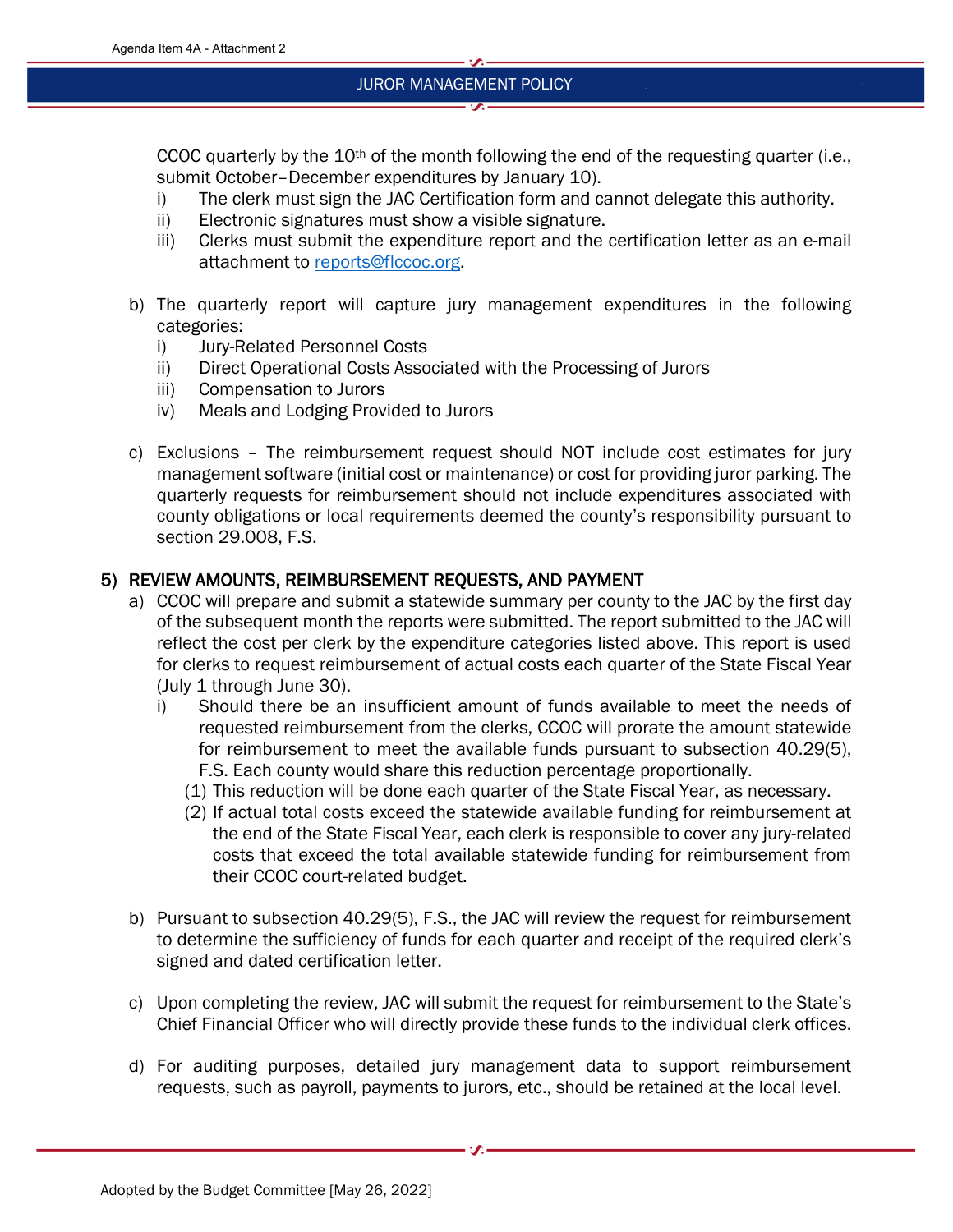CCOC quarterly by the 10th of the month following the end of the requesting quarter (i.e., submit October–December expenditures by January 10).

   i) The clerk must sign the JAC Certification form and cannot delegate this authority.
   ii) Electronic signatures must show a visible signature.
   iii) Clerks must submit the expenditure report and the certification letter as an e-mail attachment to reports@flccoc.org.

b) The quarterly report will capture jury management expenditures in the following categories:
   i) Jury-Related Personnel Costs
   ii) Direct Operational Costs Associated with the Processing of Jurors
   iii) Compensation to Jurors
   iv) Meals and Lodging Provided to Jurors

c) Exclusions – The reimbursement request should NOT include cost estimates for jury management software (initial cost or maintenance) or cost for providing juror parking. The quarterly requests for reimbursement should not include expenditures associated with county obligations or local requirements deemed the county's responsibility pursuant to section 29.008, F.S.

## 5) REVIEW AMOUNTS, REIMBURSEMENT REQUESTS, AND PAYMENT

a) CCOC will prepare and submit a statewide summary per county to the JAC by the first day of the subsequent month the reports were submitted. The report submitted to the JAC will reflect the cost per clerk by the expenditure categories listed above. This report is used for clerks to request reimbursement of actual costs each quarter of the State Fiscal Year (July 1 through June 30).
   i) Should there be an insufficient amount of funds available to meet the needs of requested reimbursement from the clerks, CCOC will prorate the amount statewide for reimbursement to meet the available funds pursuant to subsection 40.29(5), F.S. Each county would share this reduction percentage proportionally.
      (1) This reduction will be done each quarter of the State Fiscal Year, as necessary.
      (2) If actual total costs exceed the statewide available funding for reimbursement at the end of the State Fiscal Year, each clerk is responsible to cover any jury-related costs that exceed the total available statewide funding for reimbursement from their CCOC court-related budget.

b) Pursuant to subsection 40.29(5), F.S., the JAC will review the request for reimbursement to determine the sufficiency of funds for each quarter and receipt of the required clerk's signed and dated certification letter.

c) Upon completing the review, JAC will submit the request for reimbursement to the State's Chief Financial Officer who will directly provide these funds to the individual clerk offices.

d) For auditing purposes, detailed jury management data to support reimbursement requests, such as payroll, payments to jurors, etc., should be retained at the local level.